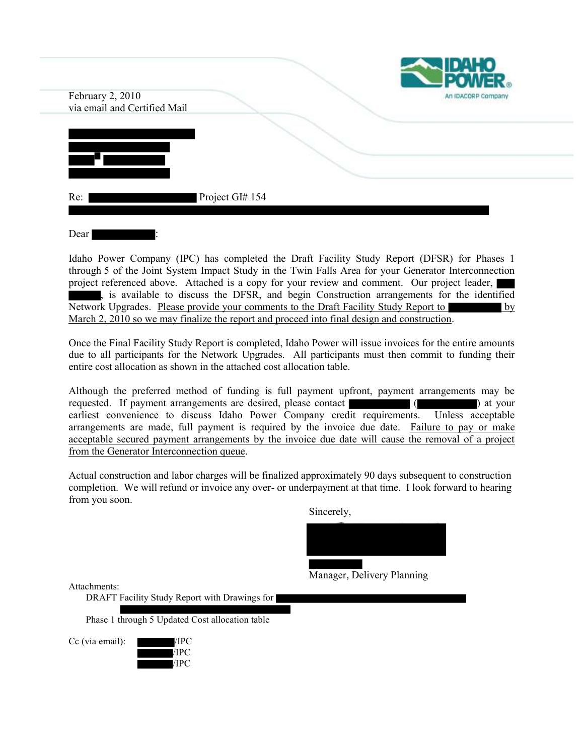February 2, 2010
via email and Certified Mail

Re: Project GI# 154

Dear :

Idaho Power Company (IPC) has completed the Draft Facility Study Report (DFSR) for Phases 1 through 5 of the Joint System Impact Study in the Twin Falls Area for your Generator Interconnection project referenced above. Attached is a copy for your review and comment. Our project leader, , is available to discuss the DFSR, and begin Construction arrangements for the identified Network Upgrades. Please provide your comments to the Draft Facility Study Report to by March 2, 2010 so we may finalize the report and proceed into final design and construction.

Once the Final Facility Study Report is completed, Idaho Power will issue invoices for the entire amounts due to all participants for the Network Upgrades. All participants must then commit to funding their entire cost allocation as shown in the attached cost allocation table.

Although the preferred method of funding is full payment upfront, payment arrangements may be requested. If payment arrangements are desired, please contact ( ) at your earliest convenience to discuss Idaho Power Company credit requirements. Unless acceptable arrangements are made, full payment is required by the invoice due date. Failure to pay or make acceptable secured payment arrangements by the invoice due date will cause the removal of a project from the Generator Interconnection queue.

Actual construction and labor charges will be finalized approximately 90 days subsequent to construction completion. We will refund or invoice any over- or underpayment at that time. I look forward to hearing from you soon.

Sincerely,

Manager, Delivery Planning

Attachments:

DRAFT Facility Study Report with Drawings for

Phase 1 through 5 Updated Cost allocation table

Cc (via email): /IPC
/IPC
/IPC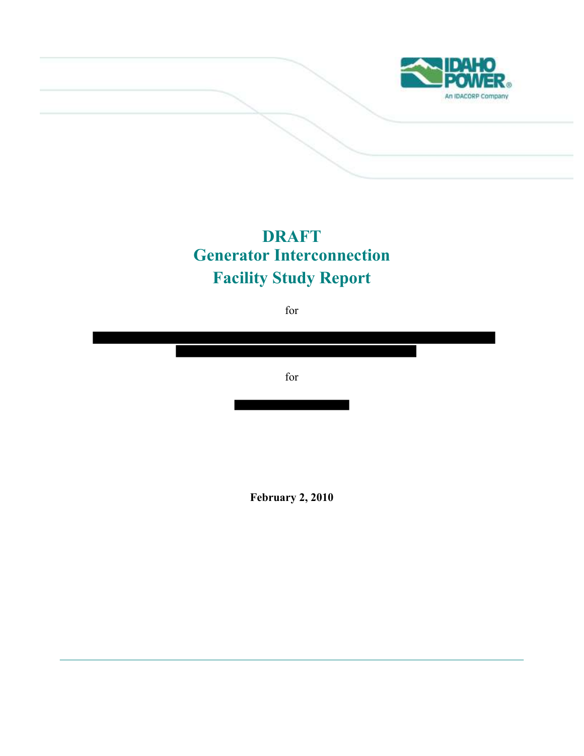# DRAFT
# Generator Interconnection
# Facility Study Report

for

for

**February 2, 2010**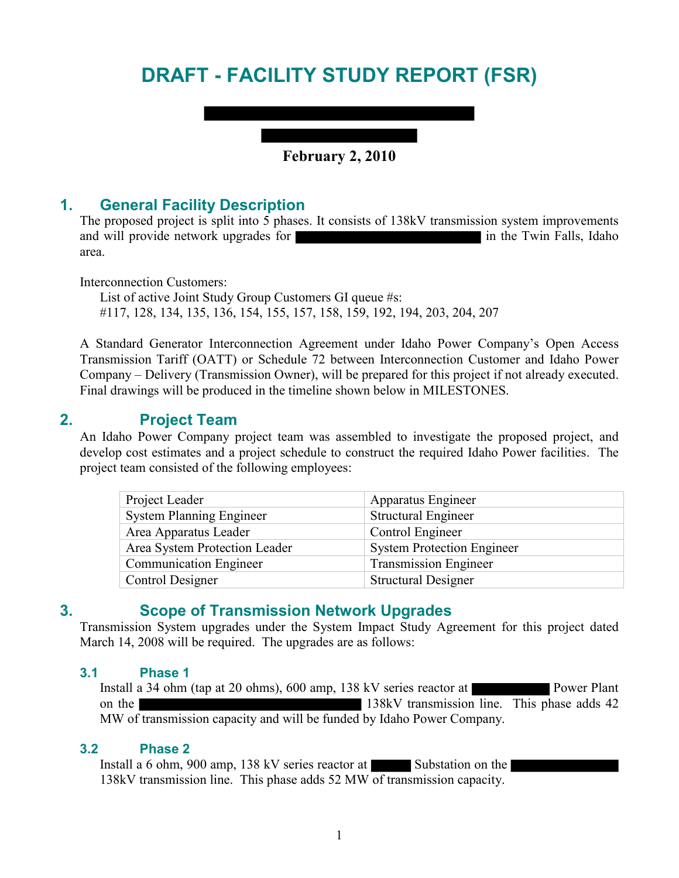# DRAFT - FACILITY STUDY REPORT (FSR)

**February 2, 2010**

## 1. General Facility Description

The proposed project is split into 5 phases. It consists of 138kV transmission system improvements and will provide network upgrades for in the Twin Falls, Idaho area.

Interconnection Customers:

List of active Joint Study Group Customers GI queue #s:
#117, 128, 134, 135, 136, 154, 155, 157, 158, 159, 192, 194, 203, 204, 207

A Standard Generator Interconnection Agreement under Idaho Power Company's Open Access Transmission Tariff (OATT) or Schedule 72 between Interconnection Customer and Idaho Power Company – Delivery (Transmission Owner), will be prepared for this project if not already executed. Final drawings will be produced in the timeline shown below in MILESTONES.

## 2. Project Team

An Idaho Power Company project team was assembled to investigate the proposed project, and develop cost estimates and a project schedule to construct the required Idaho Power facilities. The project team consisted of the following employees:

| | |
|---|---|
| Project Leader | Apparatus Engineer |
| System Planning Engineer | Structural Engineer |
| Area Apparatus Leader | Control Engineer |
| Area System Protection Leader | System Protection Engineer |
| Communication Engineer | Transmission Engineer |
| Control Designer | Structural Designer |

## 3. Scope of Transmission Network Upgrades

Transmission System upgrades under the System Impact Study Agreement for this project dated March 14, 2008 will be required. The upgrades are as follows:

### 3.1 Phase 1

Install a 34 ohm (tap at 20 ohms), 600 amp, 138 kV series reactor at Power Plant on the 138kV transmission line. This phase adds 42 MW of transmission capacity and will be funded by Idaho Power Company.

### 3.2 Phase 2

Install a 6 ohm, 900 amp, 138 kV series reactor at Substation on the 138kV transmission line. This phase adds 52 MW of transmission capacity.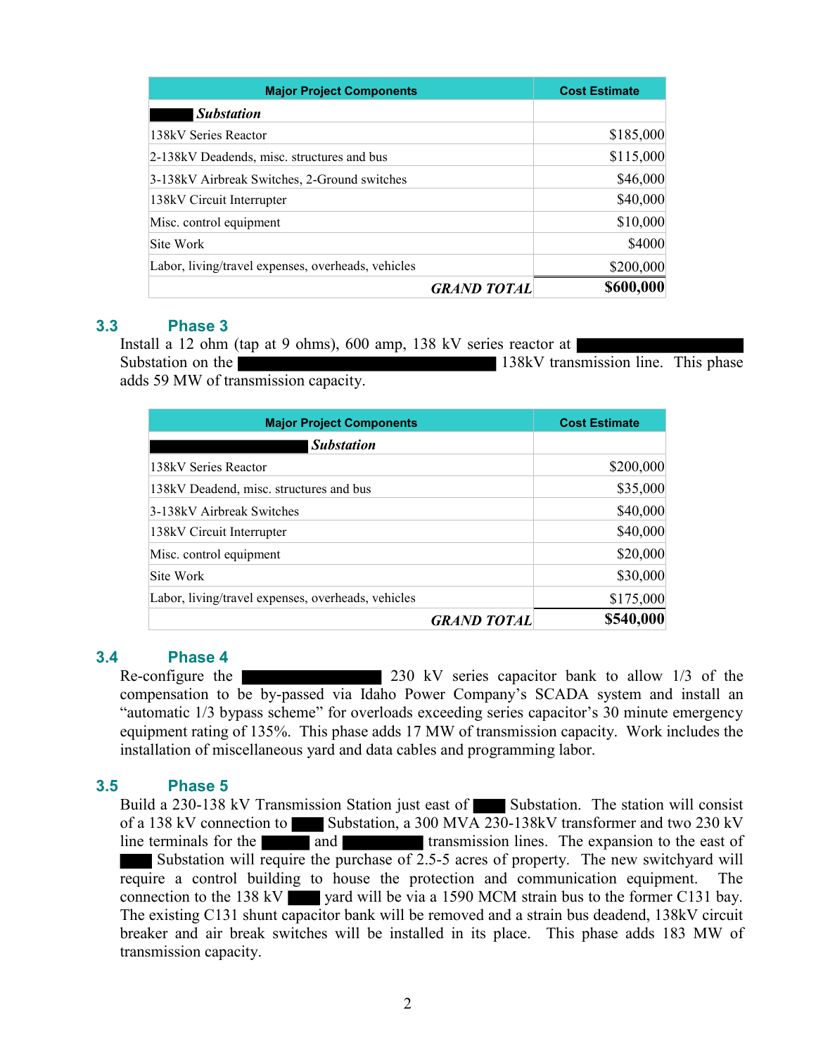| Major Project Components | Cost Estimate |
|---|---|
| ***█████ Substation*** | |
| 138kV Series Reactor | $185,000 |
| 2-138kV Deadends, misc. structures and bus | $115,000 |
| 3-138kV Airbreak Switches, 2-Ground switches | $46,000 |
| 138kV Circuit Interrupter | $40,000 |
| Misc. control equipment | $10,000 |
| Site Work | $4000 |
| Labor, living/travel expenses, overheads, vehicles | $200,000 |
| ***GRAND TOTAL*** | **$600,000** |

### 3.3 Phase 3

Install a 12 ohm (tap at 9 ohms), 600 amp, 138 kV series reactor at ██████████ Substation on the ████████████████ 138kV transmission line. This phase adds 59 MW of transmission capacity.

| Major Project Components | Cost Estimate |
|---|---|
| ***██████████ Substation*** | |
| 138kV Series Reactor | $200,000 |
| 138kV Deadend, misc. structures and bus | $35,000 |
| 3-138kV Airbreak Switches | $40,000 |
| 138kV Circuit Interrupter | $40,000 |
| Misc. control equipment | $20,000 |
| Site Work | $30,000 |
| Labor, living/travel expenses, overheads, vehicles | $175,000 |
| ***GRAND TOTAL*** | **$540,000** |

### 3.4 Phase 4

Re-configure the ████████ 230 kV series capacitor bank to allow 1/3 of the compensation to be by-passed via Idaho Power Company's SCADA system and install an "automatic 1/3 bypass scheme" for overloads exceeding series capacitor's 30 minute emergency equipment rating of 135%. This phase adds 17 MW of transmission capacity. Work includes the installation of miscellaneous yard and data cables and programming labor.

### 3.5 Phase 5

Build a 230-138 kV Transmission Station just east of ██ Substation. The station will consist of a 138 kV connection to ██ Substation, a 300 MVA 230-138kV transformer and two 230 kV line terminals for the ███ and █████ transmission lines. The expansion to the east of ██ Substation will require the purchase of 2.5-5 acres of property. The new switchyard will require a control building to house the protection and communication equipment. The connection to the 138 kV ██ yard will be via a 1590 MCM strain bus to the former C131 bay. The existing C131 shunt capacitor bank will be removed and a strain bus deadend, 138kV circuit breaker and air break switches will be installed in its place. This phase adds 183 MW of transmission capacity.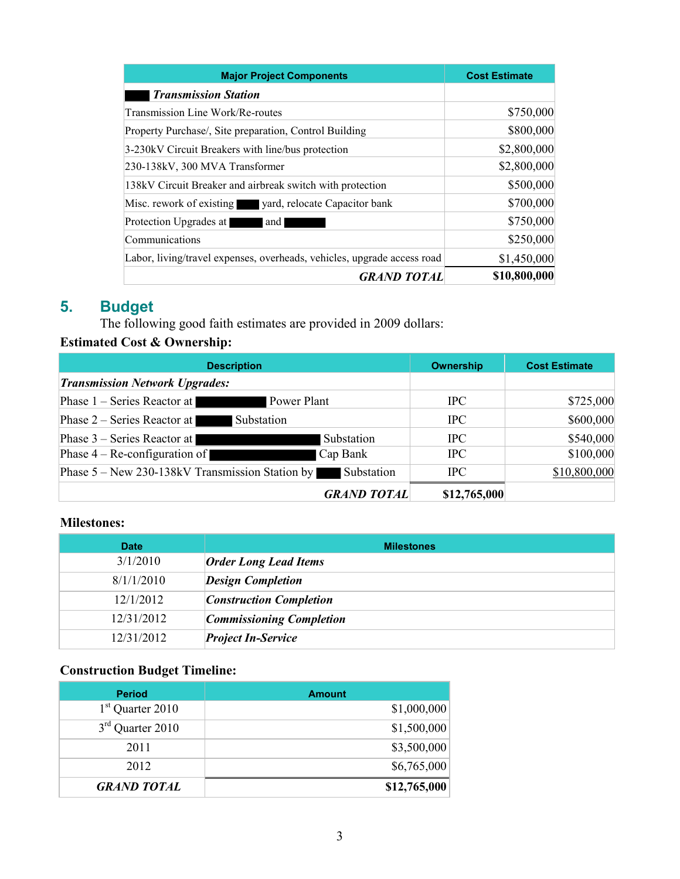| Major Project Components | Cost Estimate |
|---|---|
| ███ ***Transmission Station*** | |
| Transmission Line Work/Re-routes | $750,000 |
| Property Purchase/, Site preparation, Control Building | $800,000 |
| 3-230kV Circuit Breakers with line/bus protection | $2,800,000 |
| 230-138kV, 300 MVA Transformer | $2,800,000 |
| 138kV Circuit Breaker and airbreak switch with protection | $500,000 |
| Misc. rework of existing ███ yard, relocate Capacitor bank | $700,000 |
| Protection Upgrades at ███ and ███ | $750,000 |
| Communications | $250,000 |
| Labor, living/travel expenses, overheads, vehicles, upgrade access road | $1,450,000 |
| ***GRAND TOTAL*** | **$10,800,000** |

## 5. Budget

The following good faith estimates are provided in 2009 dollars:

**Estimated Cost & Ownership:**

| Description | Ownership | Cost Estimate |
|---|---|---|
| ***Transmission Network Upgrades:*** | | |
| Phase 1 – Series Reactor at ███ Power Plant | IPC | $725,000 |
| Phase 2 – Series Reactor at ███ Substation | IPC | $600,000 |
| Phase 3 – Series Reactor at ███ Substation | IPC | $540,000 |
| Phase 4 – Re-configuration of ███ Cap Bank | IPC | $100,000 |
| Phase 5 – New 230-138kV Transmission Station by ███ Substation | IPC | $10,800,000 |
| ***GRAND TOTAL*** | **$12,765,000** | |

**Milestones:**

| Date | Milestones |
|---|---|
| 3/1/2010 | ***Order Long Lead Items*** |
| 8/1/1/2010 | ***Design Completion*** |
| 12/1/2012 | ***Construction Completion*** |
| 12/31/2012 | ***Commissioning Completion*** |
| 12/31/2012 | ***Project In-Service*** |

**Construction Budget Timeline:**

| Period | Amount |
|---|---|
| 1st Quarter 2010 | $1,000,000 |
| 3rd Quarter 2010 | $1,500,000 |
| 2011 | $3,500,000 |
| 2012 | $6,765,000 |
| ***GRAND TOTAL*** | **$12,765,000** |